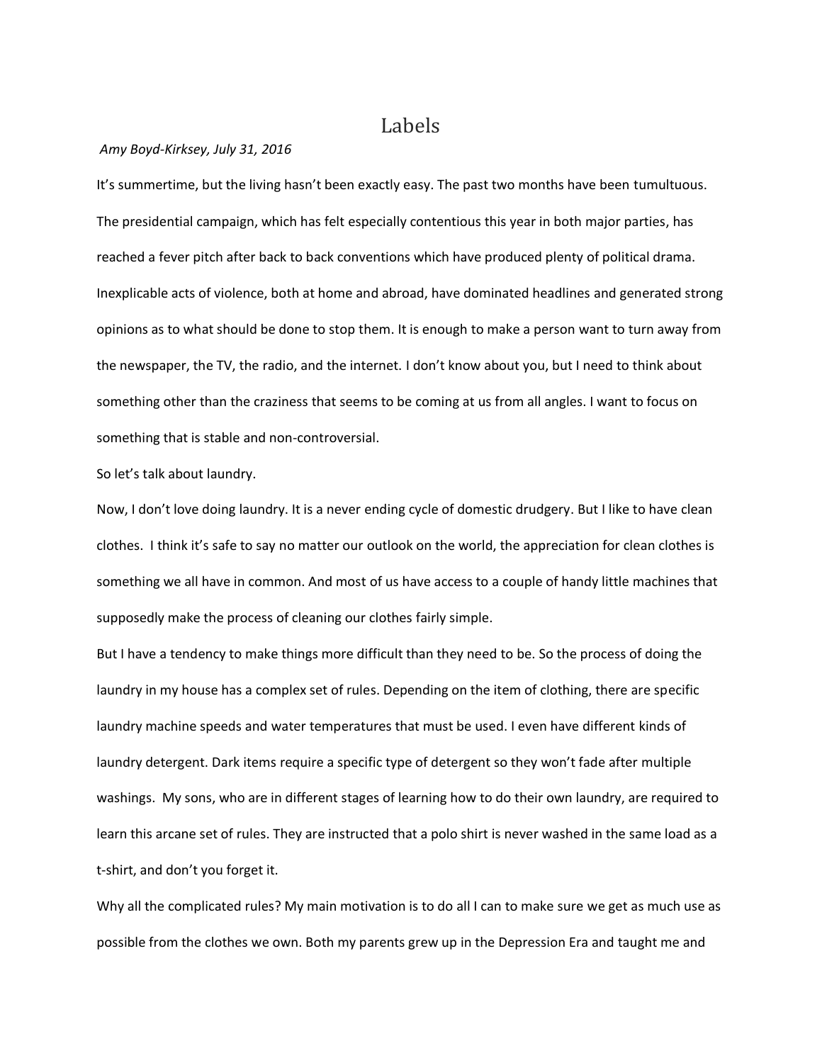# Labels

*Amy Boyd-Kirksey, July 31, 2016*

It's summertime, but the living hasn't been exactly easy. The past two months have been tumultuous. The presidential campaign, which has felt especially contentious this year in both major parties, has reached a fever pitch after back to back conventions which have produced plenty of political drama. Inexplicable acts of violence, both at home and abroad, have dominated headlines and generated strong opinions as to what should be done to stop them. It is enough to make a person want to turn away from the newspaper, the TV, the radio, and the internet. I don't know about you, but I need to think about something other than the craziness that seems to be coming at us from all angles. I want to focus on something that is stable and non-controversial.

So let's talk about laundry.

Now, I don't love doing laundry. It is a never ending cycle of domestic drudgery. But I like to have clean clothes. I think it's safe to say no matter our outlook on the world, the appreciation for clean clothes is something we all have in common. And most of us have access to a couple of handy little machines that supposedly make the process of cleaning our clothes fairly simple.

But I have a tendency to make things more difficult than they need to be. So the process of doing the laundry in my house has a complex set of rules. Depending on the item of clothing, there are specific laundry machine speeds and water temperatures that must be used. I even have different kinds of laundry detergent. Dark items require a specific type of detergent so they won't fade after multiple washings. My sons, who are in different stages of learning how to do their own laundry, are required to learn this arcane set of rules. They are instructed that a polo shirt is never washed in the same load as a t-shirt, and don't you forget it.

Why all the complicated rules? My main motivation is to do all I can to make sure we get as much use as possible from the clothes we own. Both my parents grew up in the Depression Era and taught me and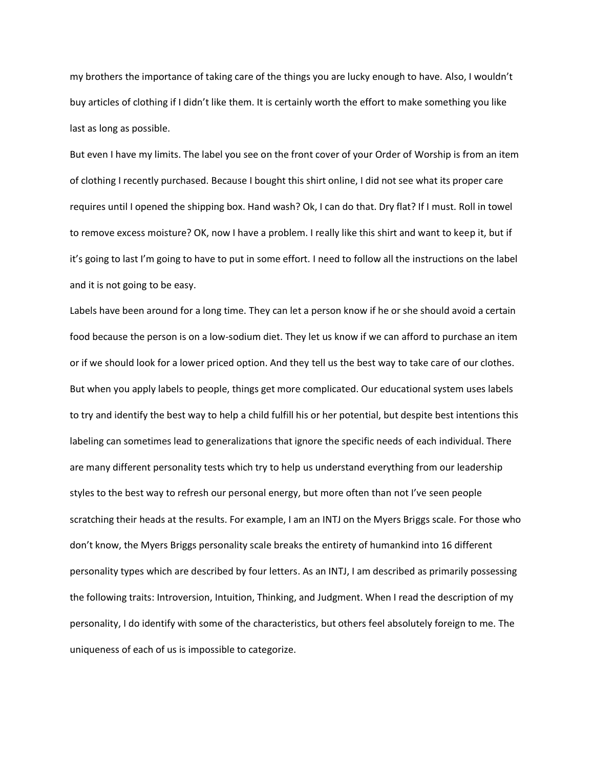my brothers the importance of taking care of the things you are lucky enough to have. Also, I wouldn't buy articles of clothing if I didn't like them. It is certainly worth the effort to make something you like last as long as possible.

But even I have my limits. The label you see on the front cover of your Order of Worship is from an item of clothing I recently purchased. Because I bought this shirt online, I did not see what its proper care requires until I opened the shipping box. Hand wash? Ok, I can do that. Dry flat? If I must. Roll in towel to remove excess moisture? OK, now I have a problem. I really like this shirt and want to keep it, but if it's going to last I'm going to have to put in some effort. I need to follow all the instructions on the label and it is not going to be easy.

Labels have been around for a long time. They can let a person know if he or she should avoid a certain food because the person is on a low-sodium diet. They let us know if we can afford to purchase an item or if we should look for a lower priced option. And they tell us the best way to take care of our clothes. But when you apply labels to people, things get more complicated. Our educational system uses labels to try and identify the best way to help a child fulfill his or her potential, but despite best intentions this labeling can sometimes lead to generalizations that ignore the specific needs of each individual. There are many different personality tests which try to help us understand everything from our leadership styles to the best way to refresh our personal energy, but more often than not I've seen people scratching their heads at the results. For example, I am an INTJ on the Myers Briggs scale. For those who don't know, the Myers Briggs personality scale breaks the entirety of humankind into 16 different personality types which are described by four letters. As an INTJ, I am described as primarily possessing the following traits: Introversion, Intuition, Thinking, and Judgment. When I read the description of my personality, I do identify with some of the characteristics, but others feel absolutely foreign to me. The uniqueness of each of us is impossible to categorize.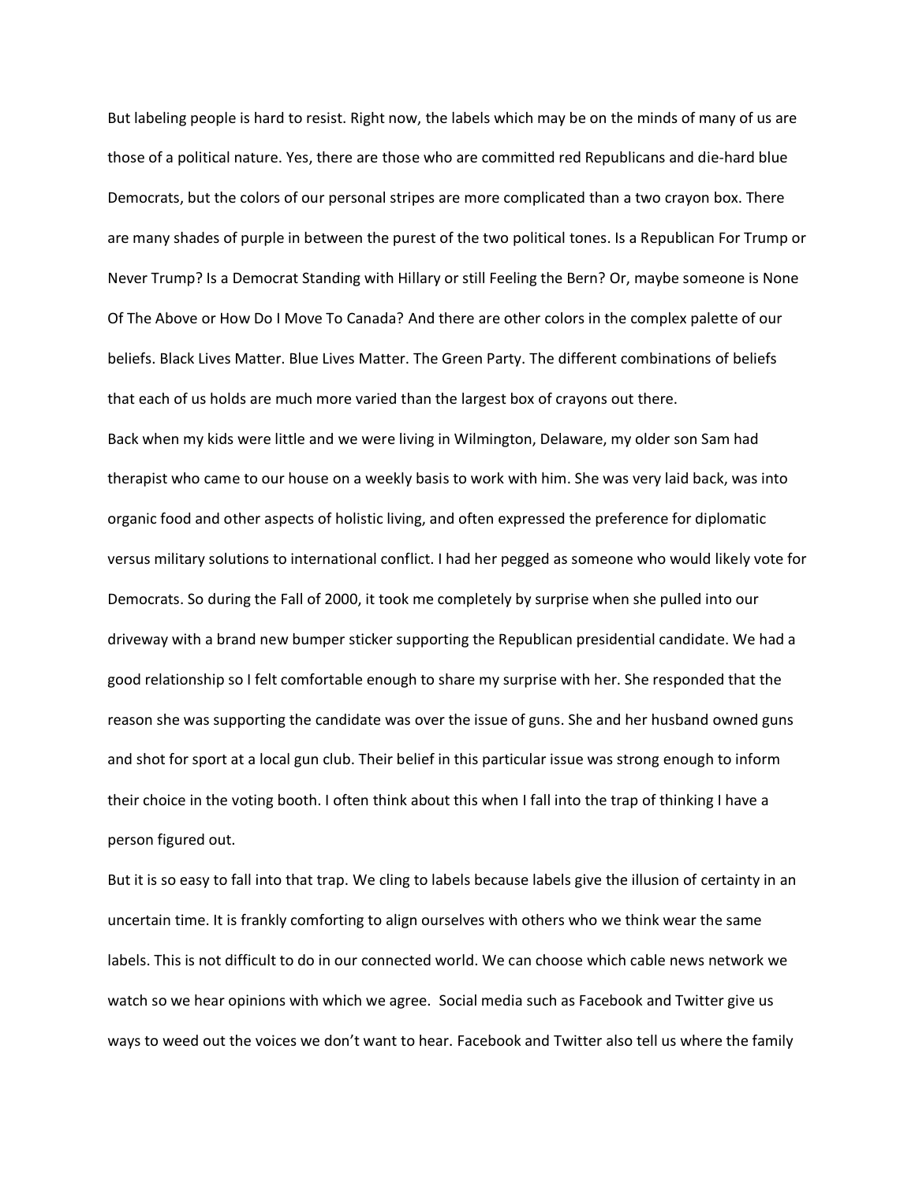But labeling people is hard to resist. Right now, the labels which may be on the minds of many of us are those of a political nature. Yes, there are those who are committed red Republicans and die-hard blue Democrats, but the colors of our personal stripes are more complicated than a two crayon box. There are many shades of purple in between the purest of the two political tones. Is a Republican For Trump or Never Trump? Is a Democrat Standing with Hillary or still Feeling the Bern? Or, maybe someone is None Of The Above or How Do I Move To Canada? And there are other colors in the complex palette of our beliefs. Black Lives Matter. Blue Lives Matter. The Green Party. The different combinations of beliefs that each of us holds are much more varied than the largest box of crayons out there.

Back when my kids were little and we were living in Wilmington, Delaware, my older son Sam had therapist who came to our house on a weekly basis to work with him. She was very laid back, was into organic food and other aspects of holistic living, and often expressed the preference for diplomatic versus military solutions to international conflict. I had her pegged as someone who would likely vote for Democrats. So during the Fall of 2000, it took me completely by surprise when she pulled into our driveway with a brand new bumper sticker supporting the Republican presidential candidate. We had a good relationship so I felt comfortable enough to share my surprise with her. She responded that the reason she was supporting the candidate was over the issue of guns. She and her husband owned guns and shot for sport at a local gun club. Their belief in this particular issue was strong enough to inform their choice in the voting booth. I often think about this when I fall into the trap of thinking I have a person figured out.

But it is so easy to fall into that trap. We cling to labels because labels give the illusion of certainty in an uncertain time. It is frankly comforting to align ourselves with others who we think wear the same labels. This is not difficult to do in our connected world. We can choose which cable news network we watch so we hear opinions with which we agree. Social media such as Facebook and Twitter give us ways to weed out the voices we don't want to hear. Facebook and Twitter also tell us where the family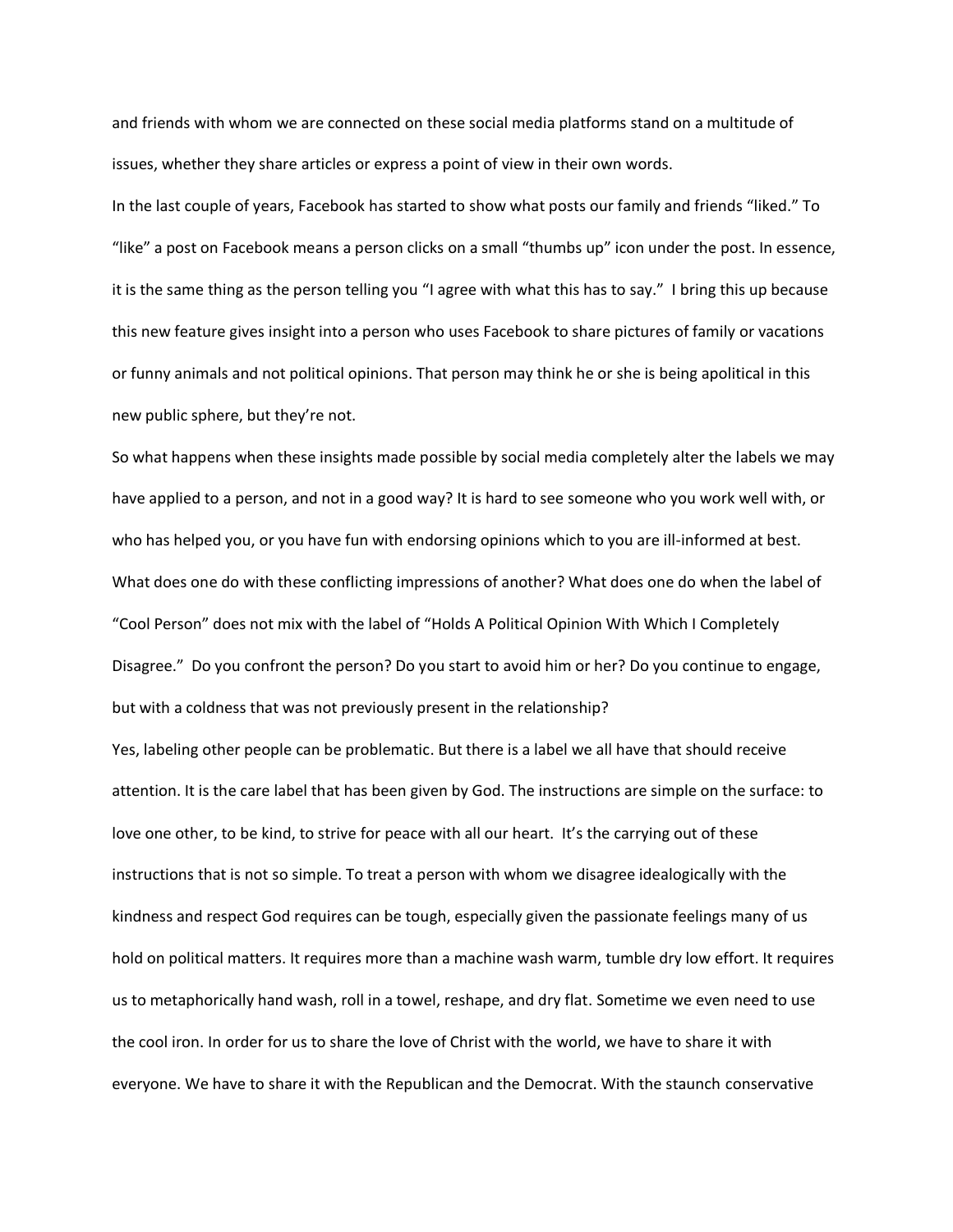and friends with whom we are connected on these social media platforms stand on a multitude of issues, whether they share articles or express a point of view in their own words.

In the last couple of years, Facebook has started to show what posts our family and friends "liked." To "like" a post on Facebook means a person clicks on a small "thumbs up" icon under the post. In essence, it is the same thing as the person telling you "I agree with what this has to say." I bring this up because this new feature gives insight into a person who uses Facebook to share pictures of family or vacations or funny animals and not political opinions. That person may think he or she is being apolitical in this new public sphere, but they're not.

So what happens when these insights made possible by social media completely alter the labels we may have applied to a person, and not in a good way? It is hard to see someone who you work well with, or who has helped you, or you have fun with endorsing opinions which to you are ill-informed at best. What does one do with these conflicting impressions of another? What does one do when the label of "Cool Person" does not mix with the label of "Holds A Political Opinion With Which I Completely Disagree." Do you confront the person? Do you start to avoid him or her? Do you continue to engage, but with a coldness that was not previously present in the relationship?

Yes, labeling other people can be problematic. But there is a label we all have that should receive attention. It is the care label that has been given by God. The instructions are simple on the surface: to love one other, to be kind, to strive for peace with all our heart. It's the carrying out of these instructions that is not so simple. To treat a person with whom we disagree idealogically with the kindness and respect God requires can be tough, especially given the passionate feelings many of us hold on political matters. It requires more than a machine wash warm, tumble dry low effort. It requires us to metaphorically hand wash, roll in a towel, reshape, and dry flat. Sometime we even need to use the cool iron. In order for us to share the love of Christ with the world, we have to share it with everyone. We have to share it with the Republican and the Democrat. With the staunch conservative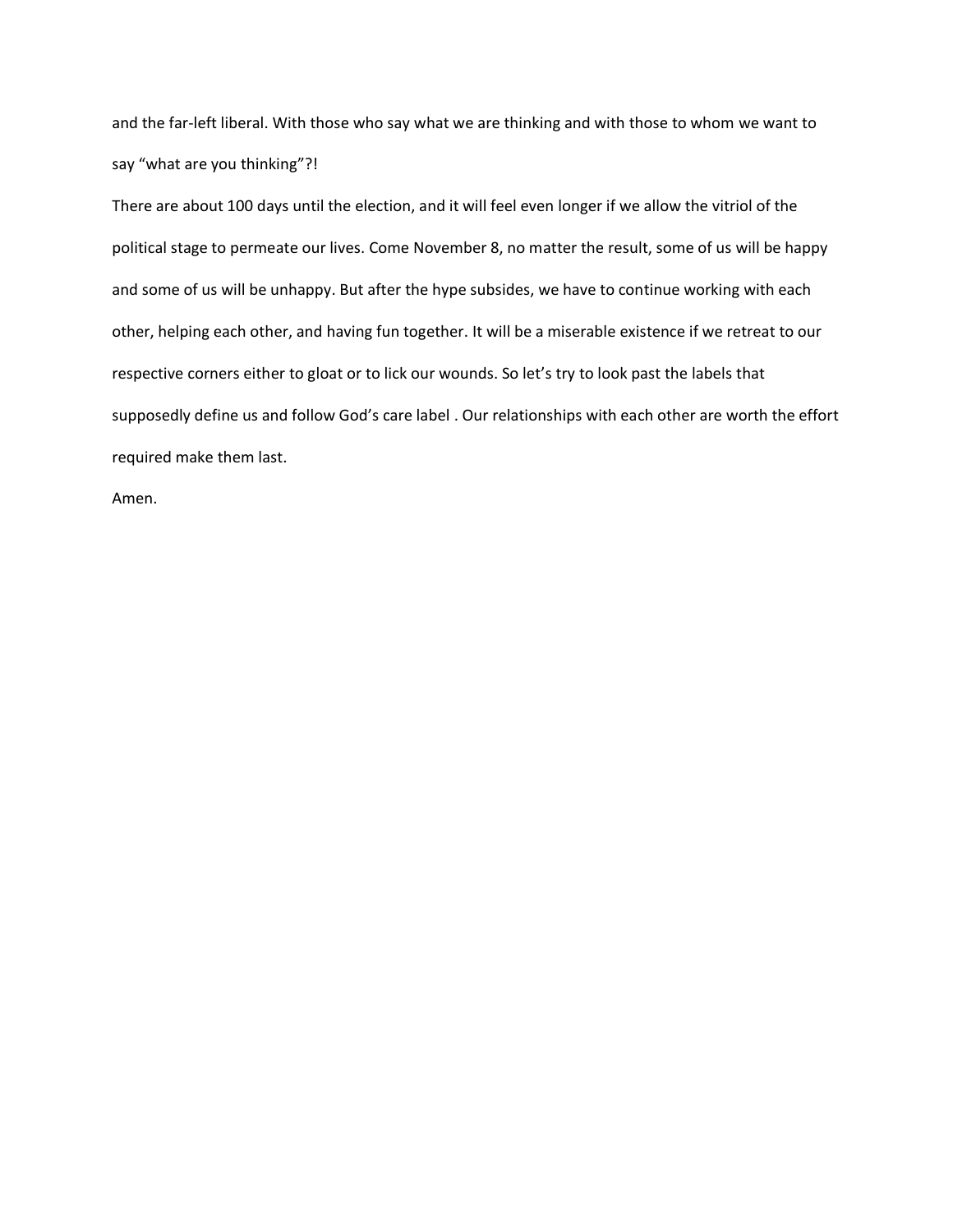and the far-left liberal. With those who say what we are thinking and with those to whom we want to say "what are you thinking"?!

There are about 100 days until the election, and it will feel even longer if we allow the vitriol of the political stage to permeate our lives. Come November 8, no matter the result, some of us will be happy and some of us will be unhappy. But after the hype subsides, we have to continue working with each other, helping each other, and having fun together. It will be a miserable existence if we retreat to our respective corners either to gloat or to lick our wounds. So let's try to look past the labels that supposedly define us and follow God's care label . Our relationships with each other are worth the effort required make them last.

Amen.